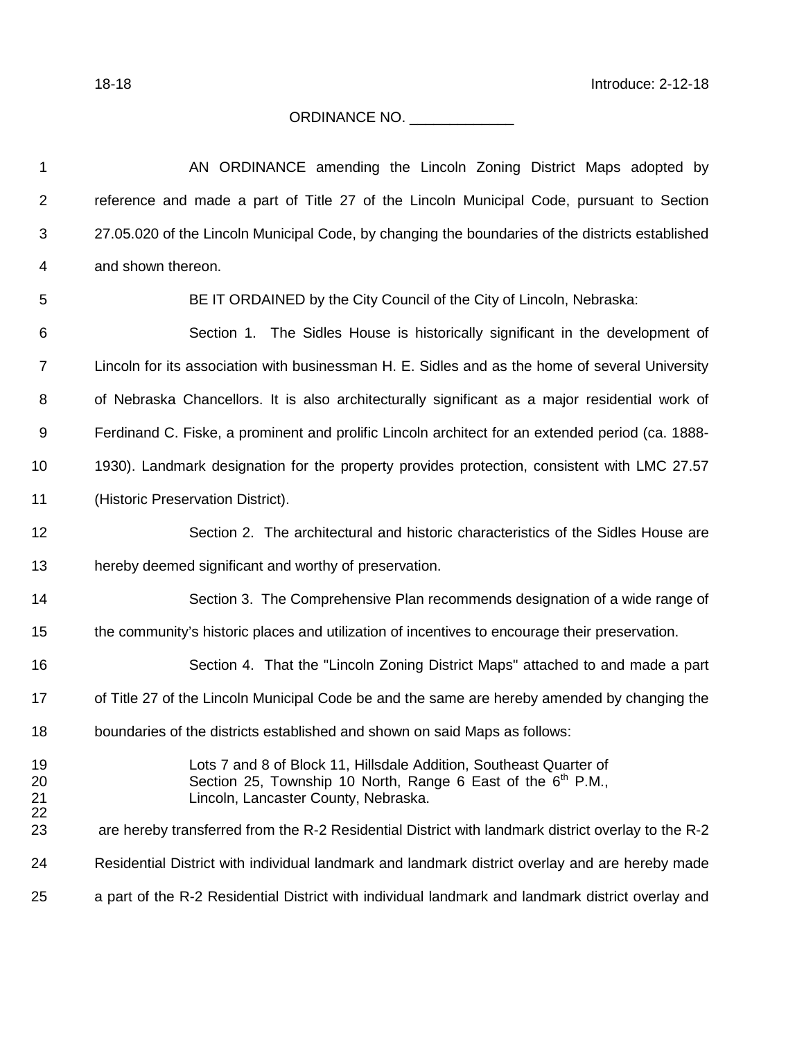18-18 Introduce: 2-12-18

ORDINANCE NO. _____________

AN ORDINANCE amending the Lincoln Zoning District Maps adopted by reference and made a part of Title 27 of the Lincoln Municipal Code, pursuant to Section 27.05.020 of the Lincoln Municipal Code, by changing the boundaries of the districts established and shown thereon.

BE IT ORDAINED by the City Council of the City of Lincoln, Nebraska:

Section 1. The Sidles House is historically significant in the development of Lincoln for its association with businessman H. E. Sidles and as the home of several University of Nebraska Chancellors. It is also architecturally significant as a major residential work of Ferdinand C. Fiske, a prominent and prolific Lincoln architect for an extended period (ca. 1888-1930). Landmark designation for the property provides protection, consistent with LMC 27.57 (Historic Preservation District).

Section 2. The architectural and historic characteristics of the Sidles House are hereby deemed significant and worthy of preservation.

Section 3. The Comprehensive Plan recommends designation of a wide range of the community's historic places and utilization of incentives to encourage their preservation.

Section 4. That the "Lincoln Zoning District Maps" attached to and made a part of Title 27 of the Lincoln Municipal Code be and the same are hereby amended by changing the boundaries of the districts established and shown on said Maps as follows:

> Lots 7 and 8 of Block 11, Hillsdale Addition, Southeast Quarter of Section 25, Township 10 North, Range 6 East of the 6th P.M., Lincoln, Lancaster County, Nebraska.

are hereby transferred from the R-2 Residential District with landmark district overlay to the R-2 Residential District with individual landmark and landmark district overlay and are hereby made a part of the R-2 Residential District with individual landmark and landmark district overlay and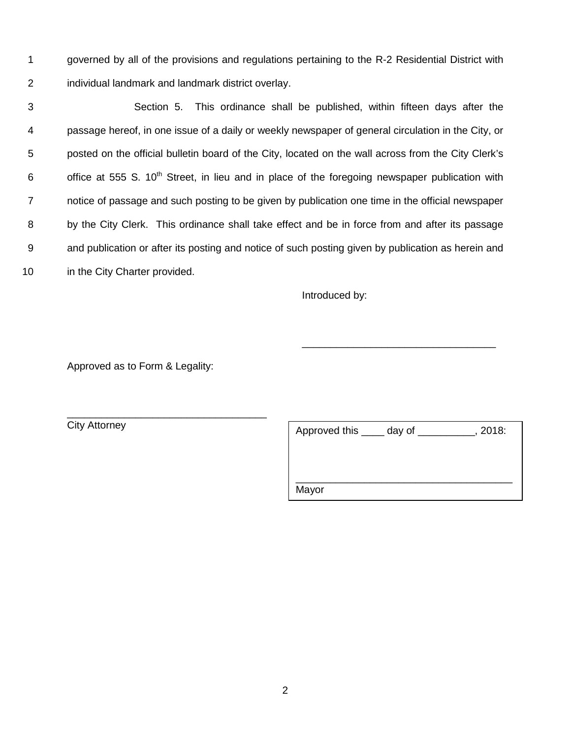governed by all of the provisions and regulations pertaining to the R-2 Residential District with individual landmark and landmark district overlay.

Section 5. This ordinance shall be published, within fifteen days after the passage hereof, in one issue of a daily or weekly newspaper of general circulation in the City, or posted on the official bulletin board of the City, located on the wall across from the City Clerk's office at 555 S. 10th Street, in lieu and in place of the foregoing newspaper publication with notice of passage and such posting to be given by publication one time in the official newspaper by the City Clerk. This ordinance shall take effect and be in force from and after its passage and publication or after its posting and notice of such posting given by publication as herein and in the City Charter provided.

Introduced by:

\_\_\_\_\_\_\_\_\_\_\_\_\_\_\_\_\_\_\_\_\_\_\_\_\_\_\_\_\_\_\_\_\_\_

Approved as to Form & Legality:

\_\_\_\_\_\_\_\_\_\_\_\_\_\_\_\_\_\_\_\_\_\_\_\_\_\_\_\_\_\_\_\_\_\_\_
City Attorney

Approved this \_\_\_\_ day of \_\_\_\_\_\_\_\_\_\_, 2018:

\_\_\_\_\_\_\_\_\_\_\_\_\_\_\_\_\_\_\_\_\_\_\_\_\_\_\_\_\_\_\_\_\_\_\_\_\_\_
Mayor